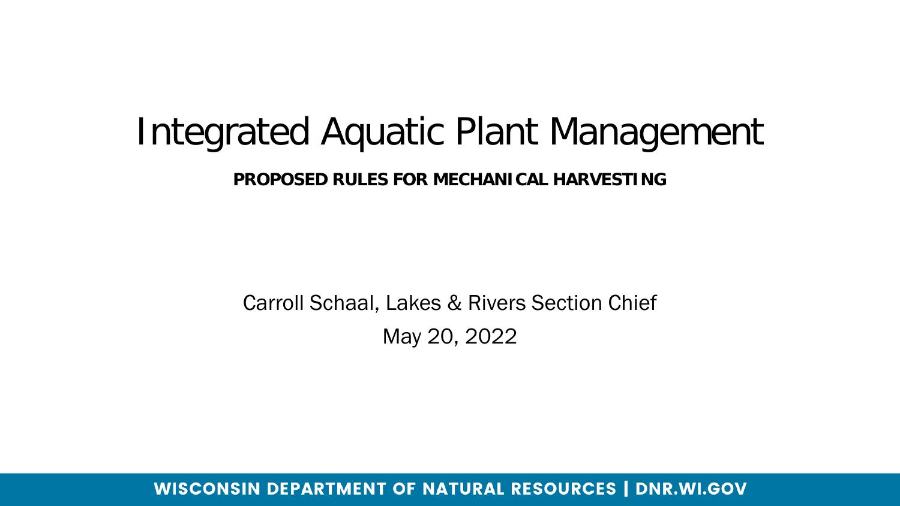# Integrated Aquatic Plant Management

**PROPOSED RULES FOR MECHANICAL HARVESTING**

Carroll Schaal, Lakes & Rivers Section Chief

May 20, 2022

WISCONSIN DEPARTMENT OF NATURAL RESOURCES | DNR.WI.GOV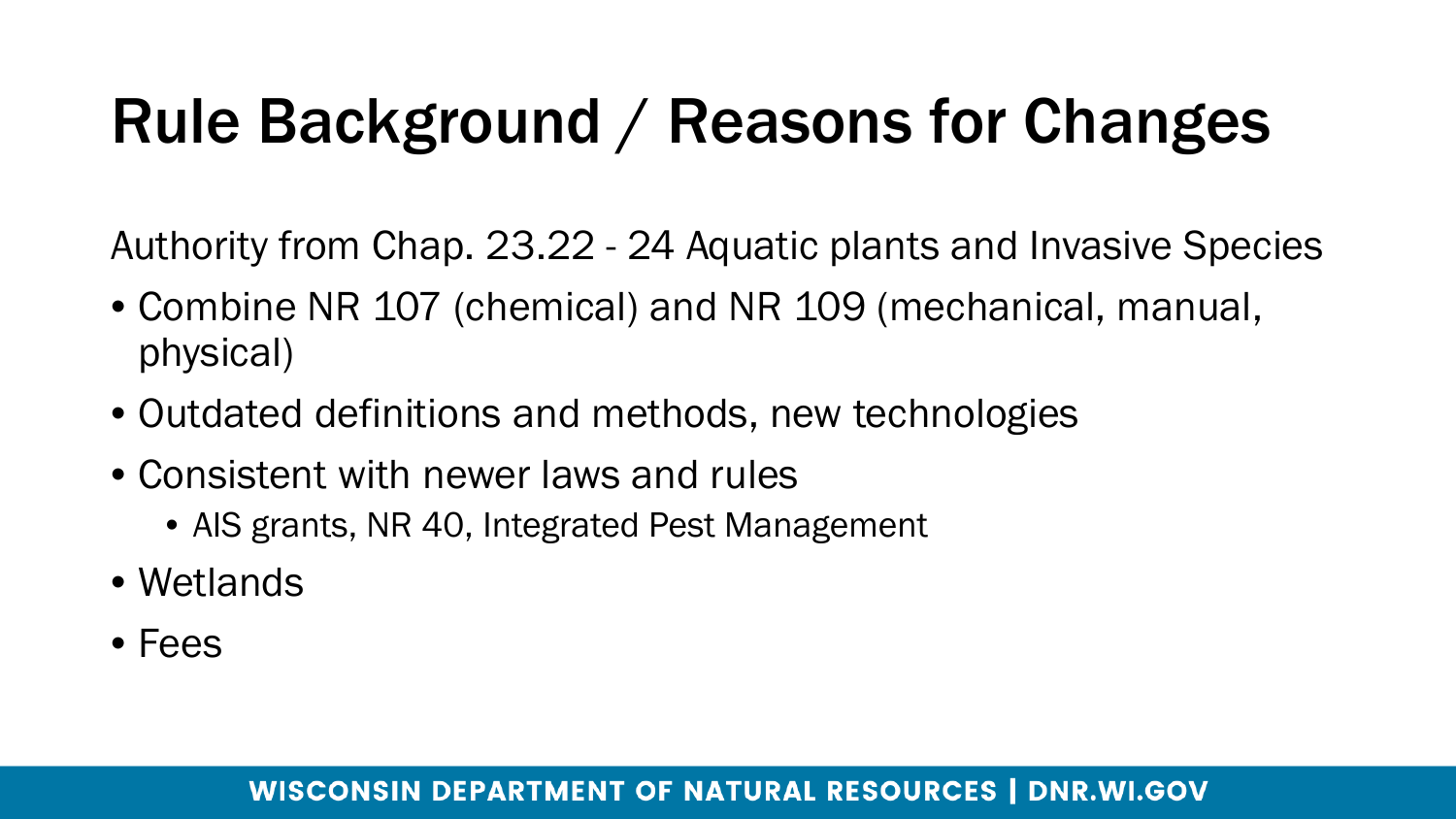# Rule Background / Reasons for Changes

Authority from Chap. 23.22 - 24 Aquatic plants and Invasive Species

- Combine NR 107 (chemical) and NR 109 (mechanical, manual, physical)
- Outdated definitions and methods, new technologies
- Consistent with newer laws and rules
  - AIS grants, NR 40, Integrated Pest Management
- Wetlands
- Fees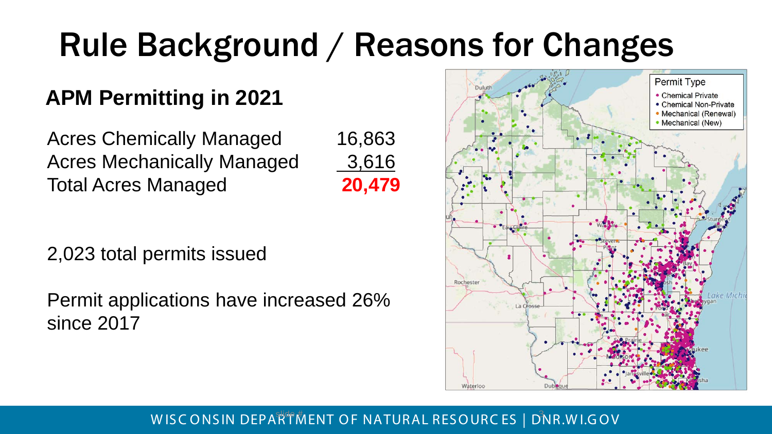# Rule Background / Reasons for Changes

## APM Permitting in 2021

| | |
|---|---|
| Acres Chemically Managed | 16,863 |
| Acres Mechanically Managed | 3,616 |
| Total Acres Managed | **20,479** |

2,023 total permits issued

Permit applications have increased 26% since 2017

Permit Type
- Chemical Private
- Chemical Non-Private
- Mechanical (Renewal)
- Mechanical (New)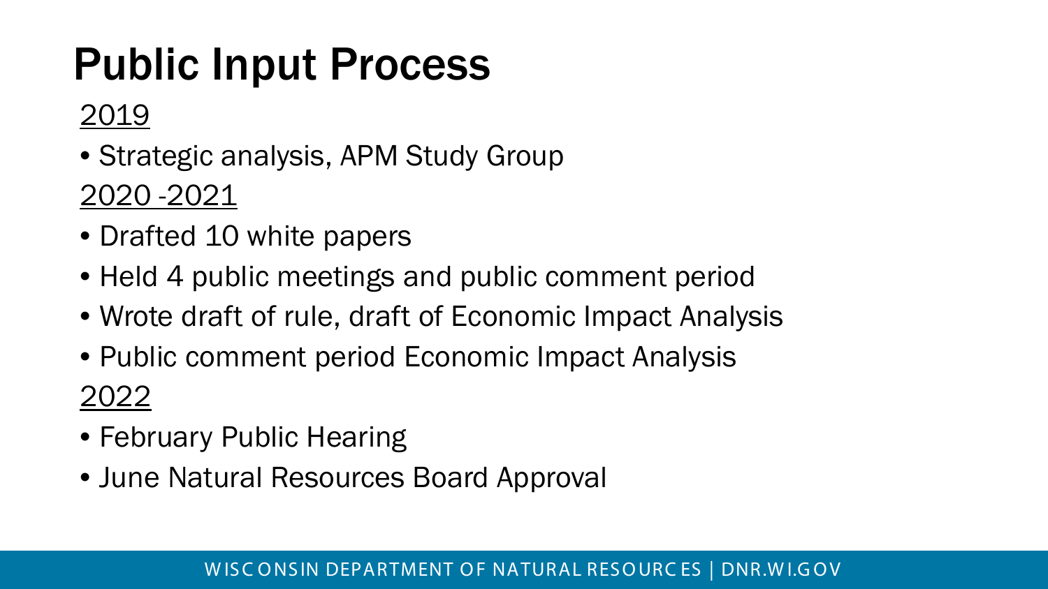# Public Input Process

2019

- Strategic analysis, APM Study Group

2020 -2021

- Drafted 10 white papers
- Held 4 public meetings and public comment period
- Wrote draft of rule, draft of Economic Impact Analysis
- Public comment period Economic Impact Analysis

2022

- February Public Hearing
- June Natural Resources Board Approval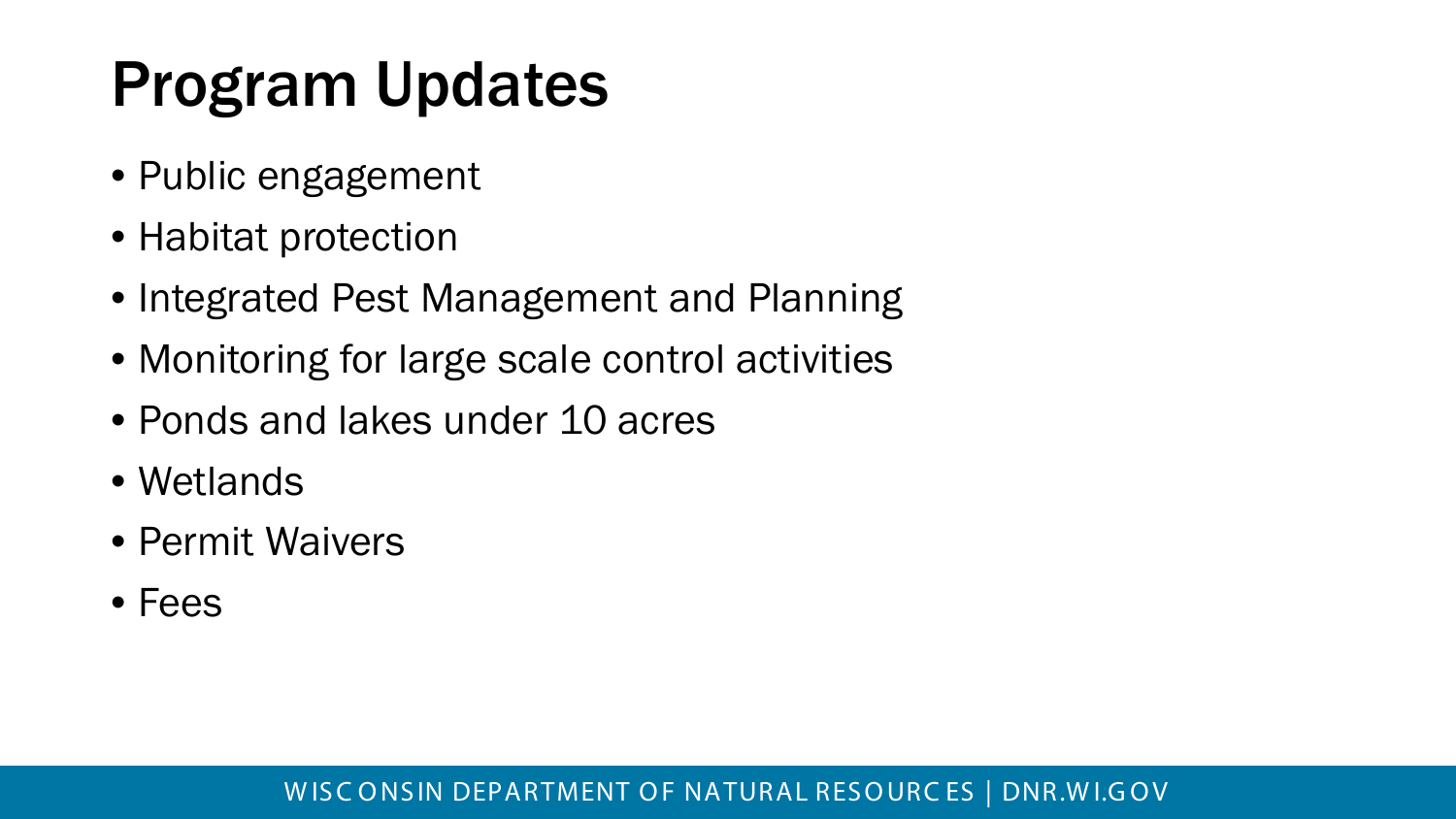# Program Updates

- Public engagement
- Habitat protection
- Integrated Pest Management and Planning
- Monitoring for large scale control activities
- Ponds and lakes under 10 acres
- Wetlands
- Permit Waivers
- Fees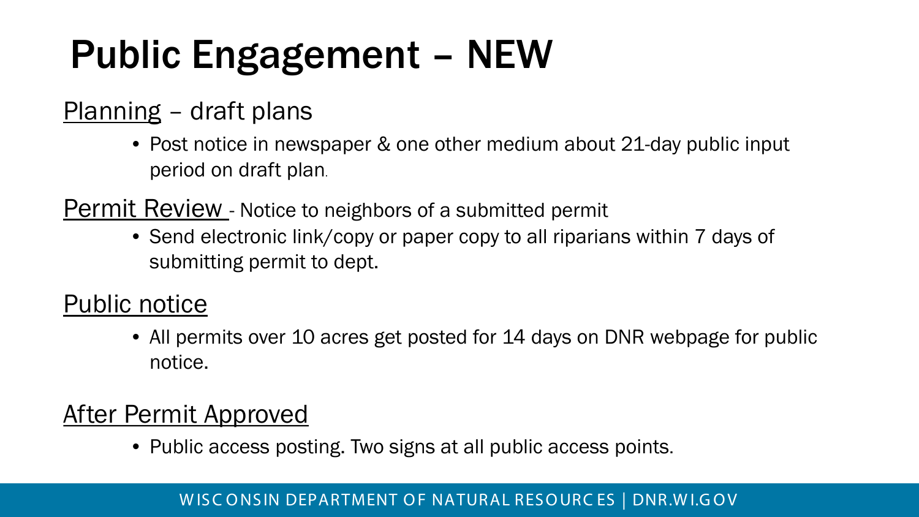# Public Engagement – NEW

Planning – draft plans

- Post notice in newspaper & one other medium about 21-day public input period on draft plan.

Permit Review - Notice to neighbors of a submitted permit

- Send electronic link/copy or paper copy to all riparians within 7 days of submitting permit to dept.

Public notice

- All permits over 10 acres get posted for 14 days on DNR webpage for public notice.

After Permit Approved

- Public access posting. Two signs at all public access points.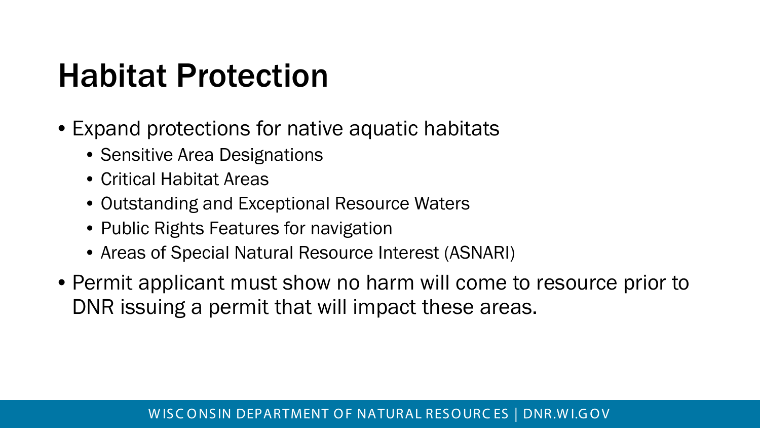# Habitat Protection

- Expand protections for native aquatic habitats
  - Sensitive Area Designations
  - Critical Habitat Areas
  - Outstanding and Exceptional Resource Waters
  - Public Rights Features for navigation
  - Areas of Special Natural Resource Interest (ASNARI)
- Permit applicant must show no harm will come to resource prior to DNR issuing a permit that will impact these areas.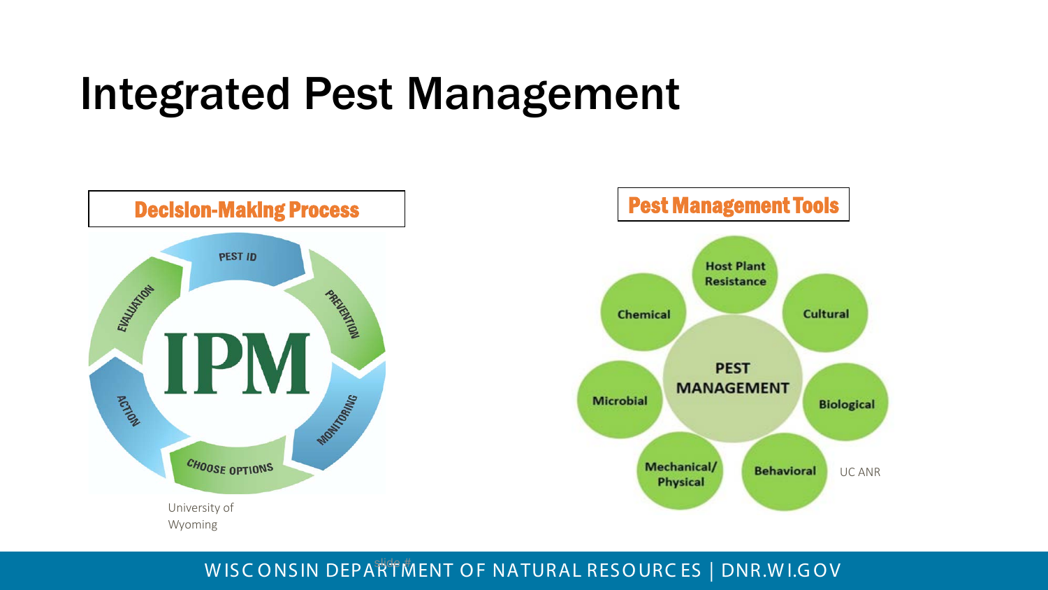# Integrated Pest Management

## Decision-Making Process

- Pest ID
- Prevention
- Monitoring
- Choose Options
- Action
- Evaluation

University of Wyoming

## Pest Management Tools

- Host Plant Resistance
- Cultural
- Biological
- Behavioral
- Mechanical/Physical
- Microbial
- Chemical

UC ANR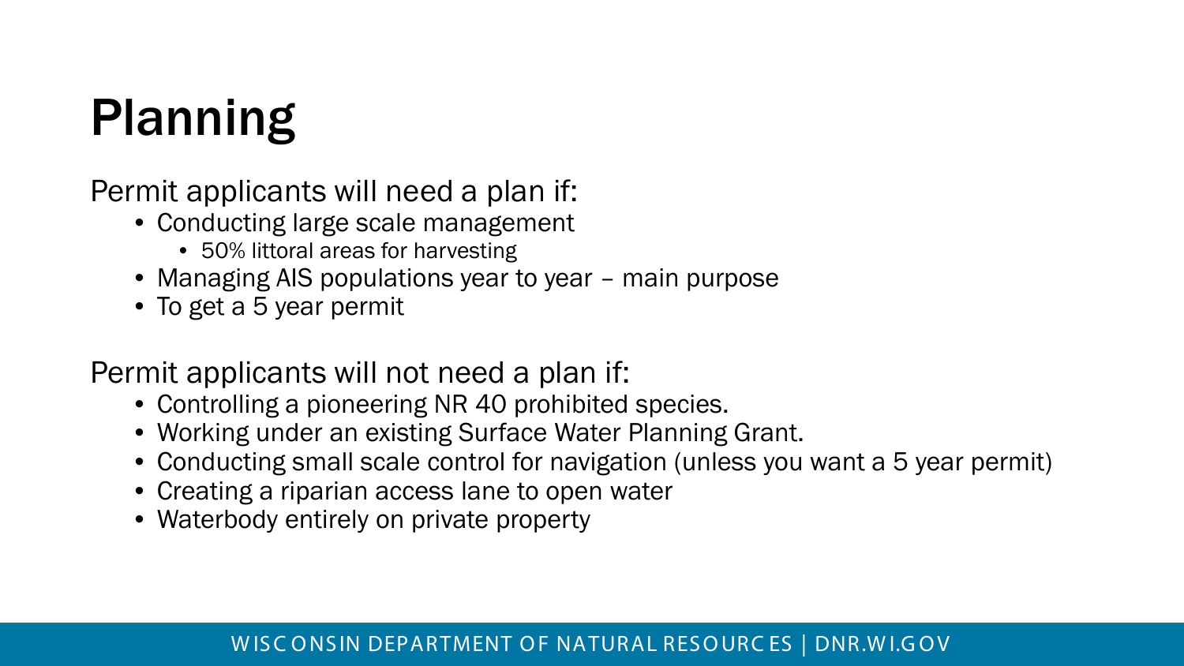# Planning

Permit applicants will need a plan if:

- Conducting large scale management
  - 50% littoral areas for harvesting
- Managing AIS populations year to year – main purpose
- To get a 5 year permit

Permit applicants will not need a plan if:

- Controlling a pioneering NR 40 prohibited species.
- Working under an existing Surface Water Planning Grant.
- Conducting small scale control for navigation (unless you want a 5 year permit)
- Creating a riparian access lane to open water
- Waterbody entirely on private property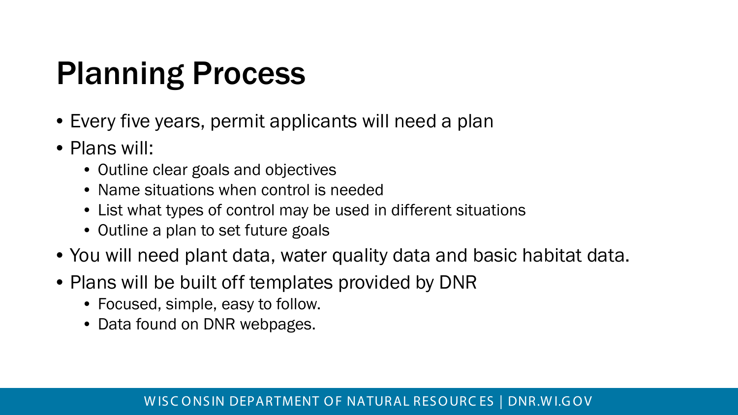# Planning Process

- Every five years, permit applicants will need a plan
- Plans will:
  - Outline clear goals and objectives
  - Name situations when control is needed
  - List what types of control may be used in different situations
  - Outline a plan to set future goals
- You will need plant data, water quality data and basic habitat data.
- Plans will be built off templates provided by DNR
  - Focused, simple, easy to follow.
  - Data found on DNR webpages.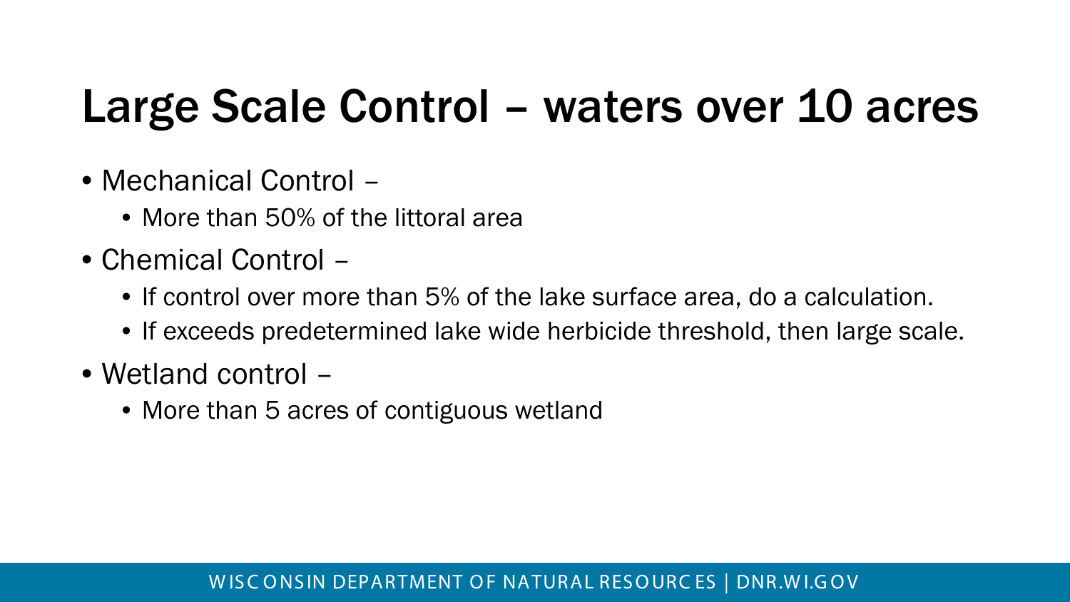# Large Scale Control – waters over 10 acres

- Mechanical Control –
  - More than 50% of the littoral area
- Chemical Control –
  - If control over more than 5% of the lake surface area, do a calculation.
  - If exceeds predetermined lake wide herbicide threshold, then large scale.
- Wetland control –
  - More than 5 acres of contiguous wetland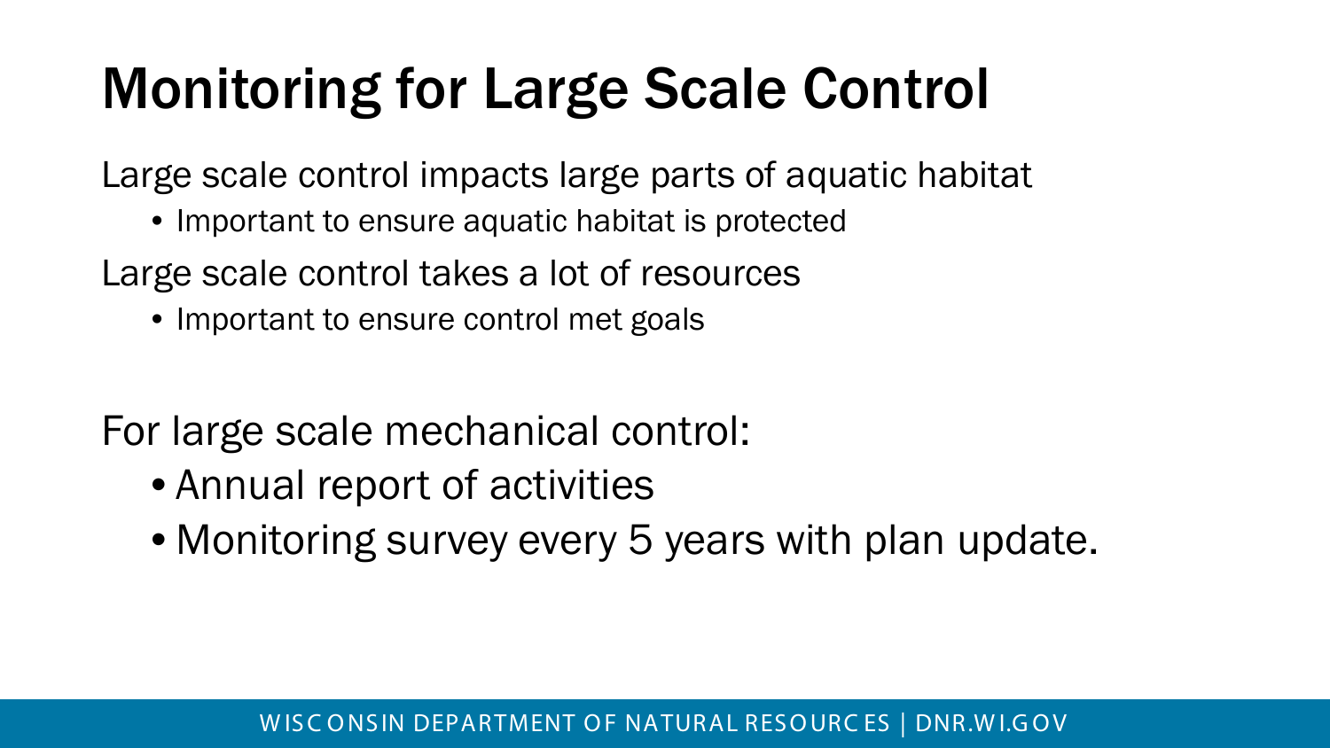# Monitoring for Large Scale Control

Large scale control impacts large parts of aquatic habitat

- Important to ensure aquatic habitat is protected

Large scale control takes a lot of resources

- Important to ensure control met goals

For large scale mechanical control:

- Annual report of activities
- Monitoring survey every 5 years with plan update.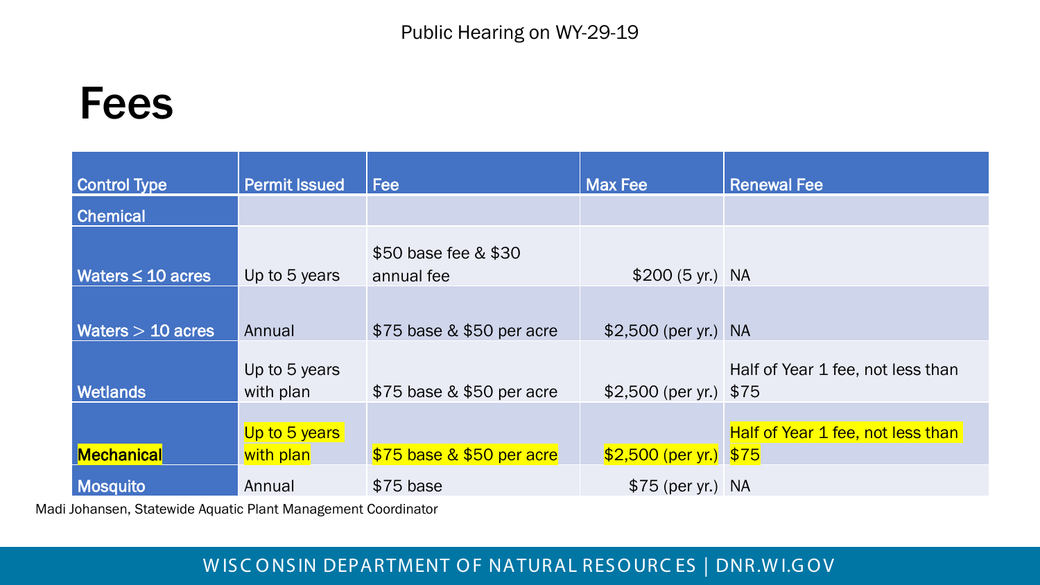Public Hearing on WY-29-19

# Fees

| Control Type | Permit Issued | Fee | Max Fee | Renewal Fee |
|---|---|---|---|---|
| **Chemical** | | | | |
| Waters ≤ 10 acres | Up to 5 years | $50 base fee & $30 annual fee | $200 (5 yr.) | NA |
| Waters > 10 acres | Annual | $75 base & $50 per acre | $2,500 (per yr.) | NA |
| Wetlands | Up to 5 years with plan | $75 base & $50 per acre | $2,500 (per yr.) | Half of Year 1 fee, not less than $75 |
| Mechanical | Up to 5 years with plan | $75 base & $50 per acre | $2,500 (per yr.) | Half of Year 1 fee, not less than $75 |
| Mosquito | Annual | $75 base | $75 (per yr.) | NA |

Madi Johansen, Statewide Aquatic Plant Management Coordinator

WISCONSIN DEPARTMENT OF NATURAL RESOURCES | DNR.WI.GOV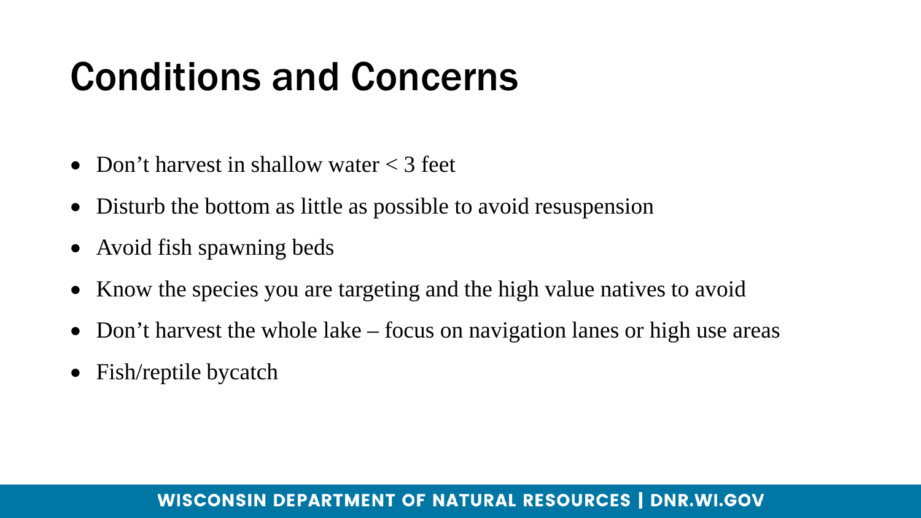# Conditions and Concerns

- Don’t harvest in shallow water < 3 feet
- Disturb the bottom as little as possible to avoid resuspension
- Avoid fish spawning beds
- Know the species you are targeting and the high value natives to avoid
- Don’t harvest the whole lake – focus on navigation lanes or high use areas
- Fish/reptile bycatch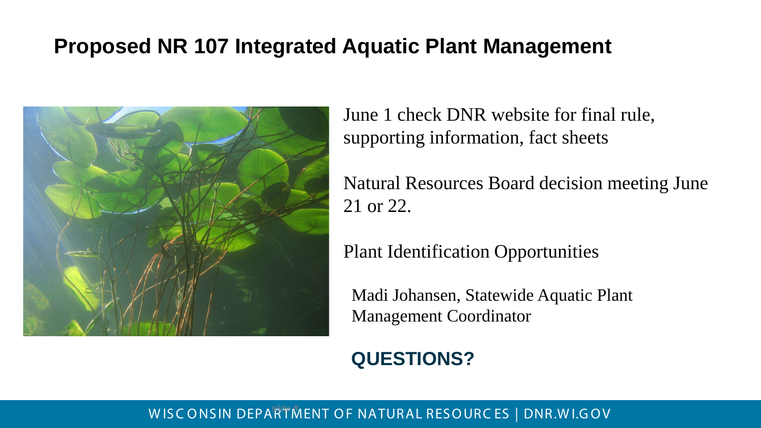# Proposed NR 107 Integrated Aquatic Plant Management

June 1 check DNR website for final rule, supporting information, fact sheets

Natural Resources Board decision meeting June 21 or 22.

Plant Identification Opportunities

Madi Johansen, Statewide Aquatic Plant Management Coordinator

**QUESTIONS?**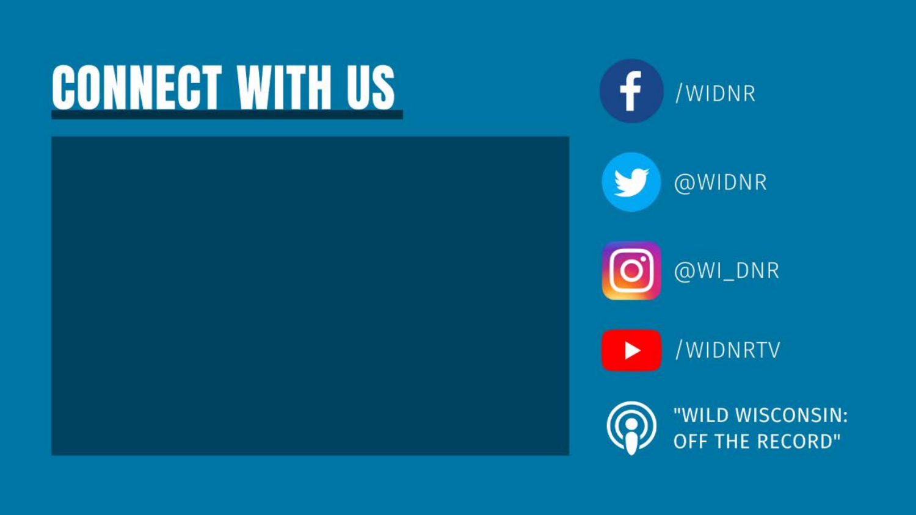# CONNECT WITH US

/WIDNR

@WIDNR

@WI_DNR

/WIDNRTV

"WILD WISCONSIN: OFF THE RECORD"